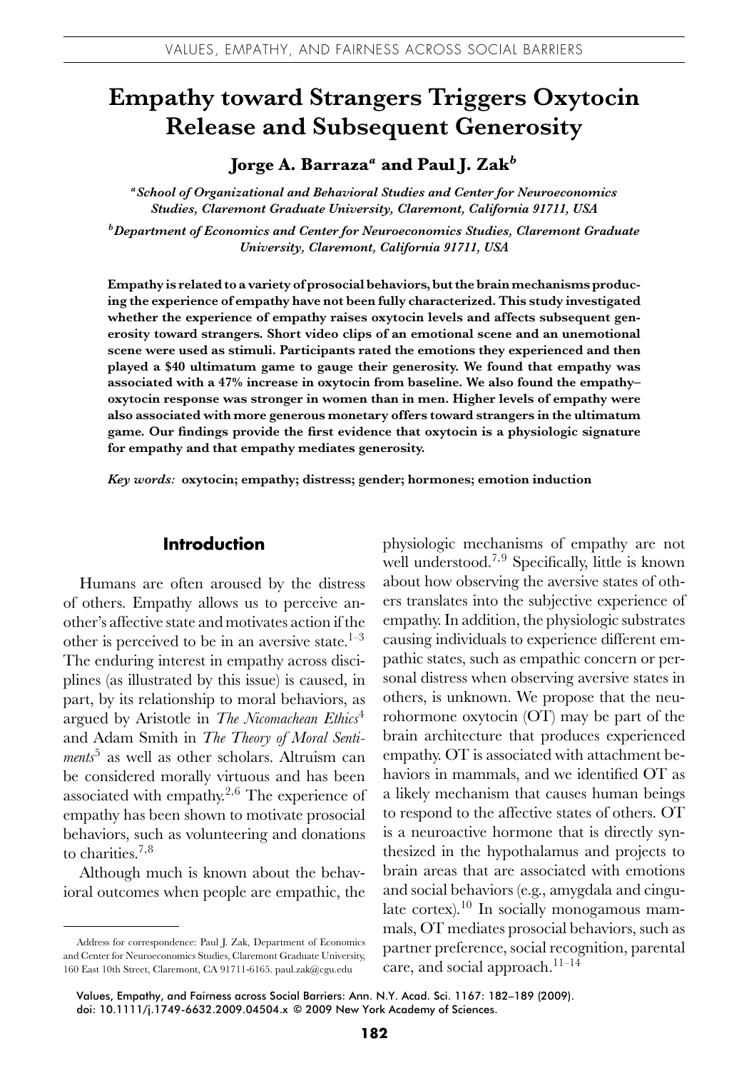# Empathy toward Strangers Triggers Oxytocin Release and Subsequent Generosity

**Jorge A. Barraza[a] and Paul J. Zak[b]**

*[a]School of Organizational and Behavioral Studies and Center for Neuroeconomics Studies, Claremont Graduate University, Claremont, California 91711, USA*

*[b]Department of Economics and Center for Neuroeconomics Studies, Claremont Graduate University, Claremont, California 91711, USA*

**Empathy is related to a variety of prosocial behaviors, but the brain mechanisms producing the experience of empathy have not been fully characterized. This study investigated whether the experience of empathy raises oxytocin levels and affects subsequent generosity toward strangers. Short video clips of an emotional scene and an unemotional scene were used as stimuli. Participants rated the emotions they experienced and then played a $40 ultimatum game to gauge their generosity. We found that empathy was associated with a 47% increase in oxytocin from baseline. We also found the empathy–oxytocin response was stronger in women than in men. Higher levels of empathy were also associated with more generous monetary offers toward strangers in the ultimatum game. Our findings provide the first evidence that oxytocin is a physiologic signature for empathy and that empathy mediates generosity.**

*Key words:* **oxytocin; empathy; distress; gender; hormones; emotion induction**

## Introduction

Humans are often aroused by the distress of others. Empathy allows us to perceive another's affective state and motivates action if the other is perceived to be in an aversive state.[1–3] The enduring interest in empathy across disciplines (as illustrated by this issue) is caused, in part, by its relationship to moral behaviors, as argued by Aristotle in *The Nicomachean Ethics*[4] and Adam Smith in *The Theory of Moral Sentiments*[5] as well as other scholars. Altruism can be considered morally virtuous and has been associated with empathy.[2,6] The experience of empathy has been shown to motivate prosocial behaviors, such as volunteering and donations to charities.[7,8]

Although much is known about the behavioral outcomes when people are empathic, the physiologic mechanisms of empathy are not well understood.[7,9] Specifically, little is known about how observing the aversive states of others translates into the subjective experience of empathy. In addition, the physiologic substrates causing individuals to experience different empathic states, such as empathic concern or personal distress when observing aversive states in others, is unknown. We propose that the neurohormone oxytocin (OT) may be part of the brain architecture that produces experienced empathy. OT is associated with attachment behaviors in mammals, and we identified OT as a likely mechanism that causes human beings to respond to the affective states of others. OT is a neuroactive hormone that is directly synthesized in the hypothalamus and projects to brain areas that are associated with emotions and social behaviors (e.g., amygdala and cingulate cortex).[10] In socially monogamous mammals, OT mediates prosocial behaviors, such as partner preference, social recognition, parental care, and social approach.[11–14]

Address for correspondence: Paul J. Zak, Department of Economics and Center for Neuroeconomics Studies, Claremont Graduate University, 160 East 10th Street, Claremont, CA 91711-6165. paul.zak@cgu.edu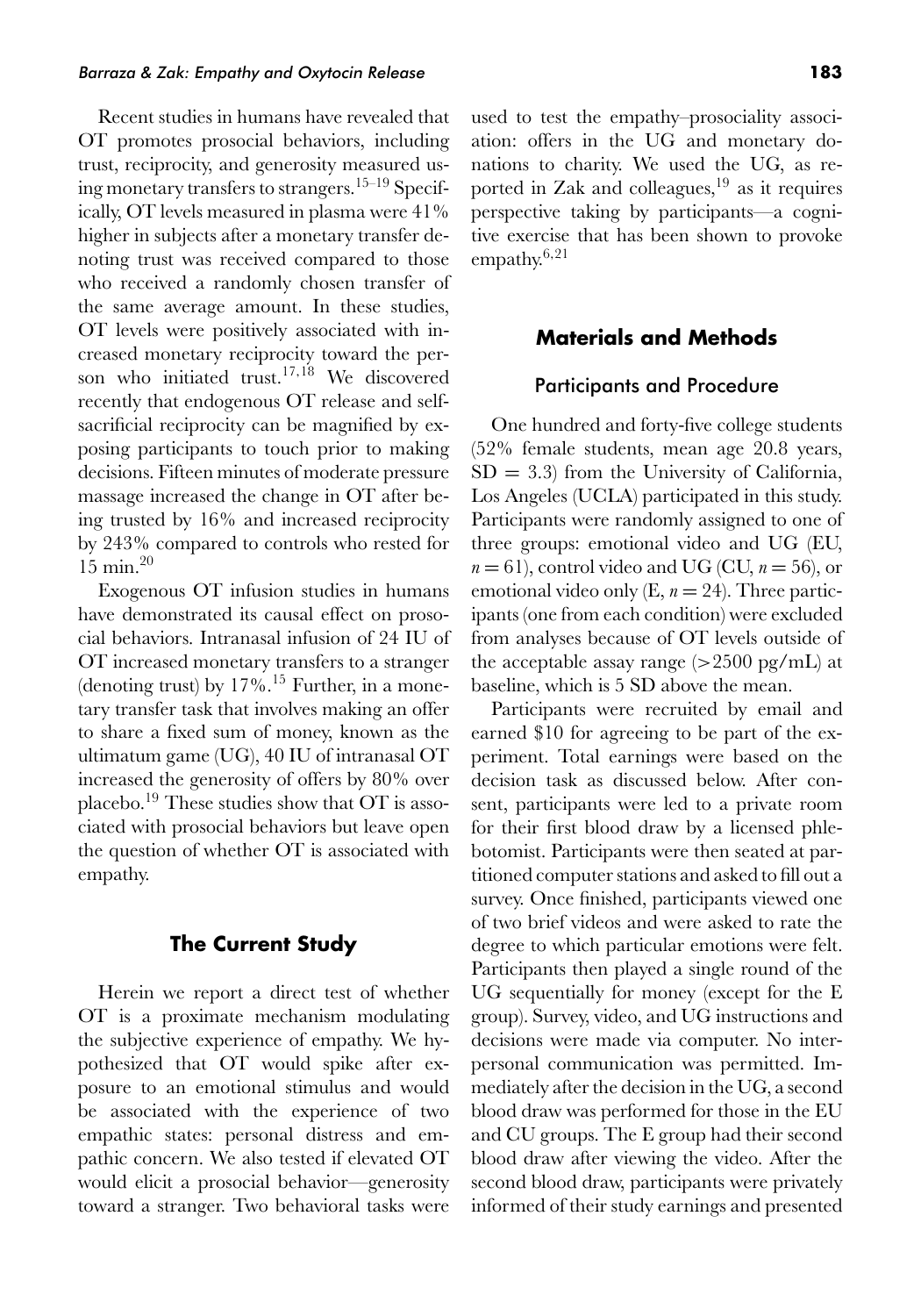Recent studies in humans have revealed that OT promotes prosocial behaviors, including trust, reciprocity, and generosity measured using monetary transfers to strangers.[15–19] Specifically, OT levels measured in plasma were 41% higher in subjects after a monetary transfer denoting trust was received compared to those who received a randomly chosen transfer of the same average amount. In these studies, OT levels were positively associated with increased monetary reciprocity toward the person who initiated trust.[17,18] We discovered recently that endogenous OT release and self-sacrificial reciprocity can be magnified by exposing participants to touch prior to making decisions. Fifteen minutes of moderate pressure massage increased the change in OT after being trusted by 16% and increased reciprocity by 243% compared to controls who rested for 15 min.[20]

Exogenous OT infusion studies in humans have demonstrated its causal effect on prosocial behaviors. Intranasal infusion of 24 IU of OT increased monetary transfers to a stranger (denoting trust) by 17%.[15] Further, in a monetary transfer task that involves making an offer to share a fixed sum of money, known as the ultimatum game (UG), 40 IU of intranasal OT increased the generosity of offers by 80% over placebo.[19] These studies show that OT is associated with prosocial behaviors but leave open the question of whether OT is associated with empathy.

## The Current Study

Herein we report a direct test of whether OT is a proximate mechanism modulating the subjective experience of empathy. We hypothesized that OT would spike after exposure to an emotional stimulus and would be associated with the experience of two empathic states: personal distress and empathic concern. We also tested if elevated OT would elicit a prosocial behavior—generosity toward a stranger. Two behavioral tasks were used to test the empathy–prosociality association: offers in the UG and monetary donations to charity. We used the UG, as reported in Zak and colleagues,[19] as it requires perspective taking by participants—a cognitive exercise that has been shown to provoke empathy.[6,21]

## Materials and Methods

### Participants and Procedure

One hundred and forty-five college students (52% female students, mean age 20.8 years, SD = 3.3) from the University of California, Los Angeles (UCLA) participated in this study. Participants were randomly assigned to one of three groups: emotional video and UG (EU, $n = 61$), control video and UG (CU, $n = 56$), or emotional video only (E, $n = 24$). Three participants (one from each condition) were excluded from analyses because of OT levels outside of the acceptable assay range (>2500 pg/mL) at baseline, which is 5 SD above the mean.

Participants were recruited by email and earned $10 for agreeing to be part of the experiment. Total earnings were based on the decision task as discussed below. After consent, participants were led to a private room for their first blood draw by a licensed phlebotomist. Participants were then seated at partitioned computer stations and asked to fill out a survey. Once finished, participants viewed one of two brief videos and were asked to rate the degree to which particular emotions were felt. Participants then played a single round of the UG sequentially for money (except for the E group). Survey, video, and UG instructions and decisions were made via computer. No interpersonal communication was permitted. Immediately after the decision in the UG, a second blood draw was performed for those in the EU and CU groups. The E group had their second blood draw after viewing the video. After the second blood draw, participants were privately informed of their study earnings and presented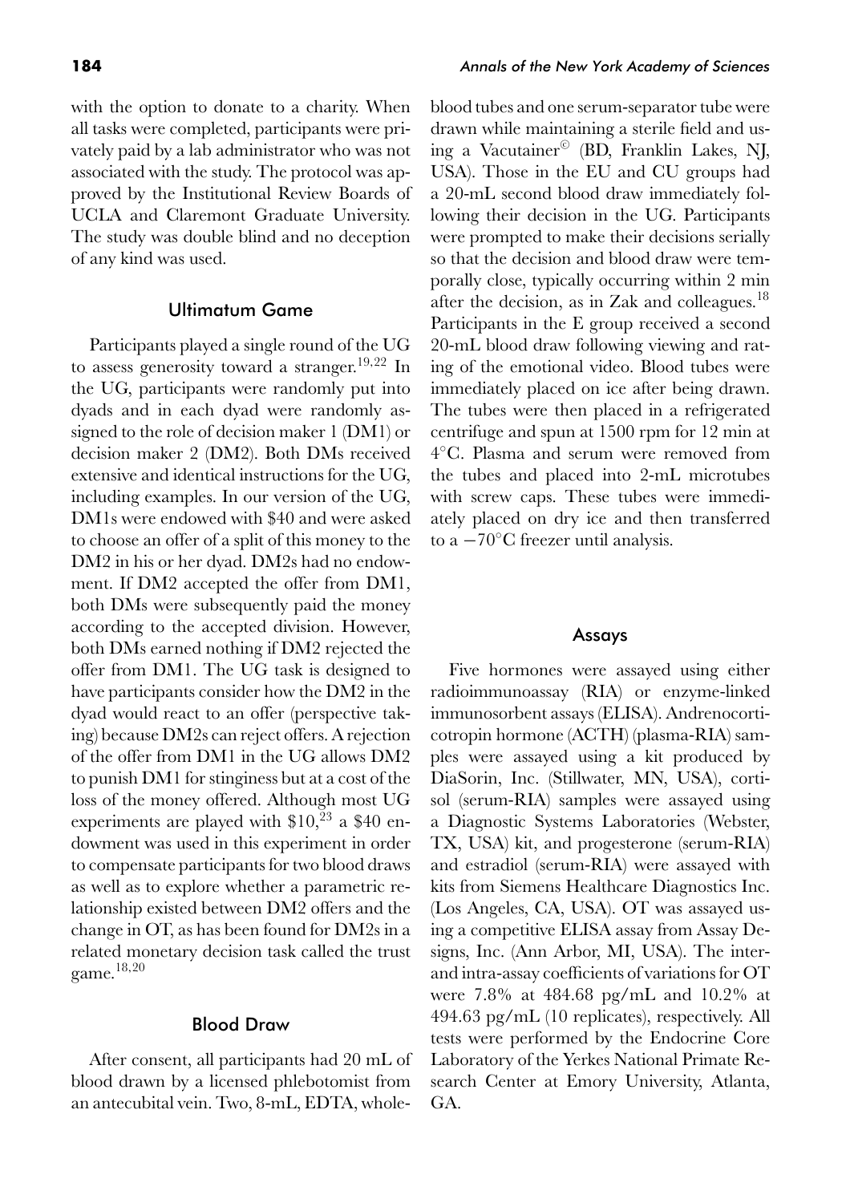with the option to donate to a charity. When all tasks were completed, participants were privately paid by a lab administrator who was not associated with the study. The protocol was approved by the Institutional Review Boards of UCLA and Claremont Graduate University. The study was double blind and no deception of any kind was used.

## Ultimatum Game

Participants played a single round of the UG to assess generosity toward a stranger.[19,22] In the UG, participants were randomly put into dyads and in each dyad were randomly assigned to the role of decision maker 1 (DM1) or decision maker 2 (DM2). Both DMs received extensive and identical instructions for the UG, including examples. In our version of the UG, DM1s were endowed with \$40 and were asked to choose an offer of a split of this money to the DM2 in his or her dyad. DM2s had no endowment. If DM2 accepted the offer from DM1, both DMs were subsequently paid the money according to the accepted division. However, both DMs earned nothing if DM2 rejected the offer from DM1. The UG task is designed to have participants consider how the DM2 in the dyad would react to an offer (perspective taking) because DM2s can reject offers. A rejection of the offer from DM1 in the UG allows DM2 to punish DM1 for stinginess but at a cost of the loss of the money offered. Although most UG experiments are played with \$10,[23] a \$40 endowment was used in this experiment in order to compensate participants for two blood draws as well as to explore whether a parametric relationship existed between DM2 offers and the change in OT, as has been found for DM2s in a related monetary decision task called the trust game.[18,20]

## Blood Draw

After consent, all participants had 20 mL of blood drawn by a licensed phlebotomist from an antecubital vein. Two, 8-mL, EDTA, whole-blood tubes and one serum-separator tube were drawn while maintaining a sterile field and using a Vacutainer© (BD, Franklin Lakes, NJ, USA). Those in the EU and CU groups had a 20-mL second blood draw immediately following their decision in the UG. Participants were prompted to make their decisions serially so that the decision and blood draw were temporally close, typically occurring within 2 min after the decision, as in Zak and colleagues.[18] Participants in the E group received a second 20-mL blood draw following viewing and rating of the emotional video. Blood tubes were immediately placed on ice after being drawn. The tubes were then placed in a refrigerated centrifuge and spun at 1500 rpm for 12 min at 4°C. Plasma and serum were removed from the tubes and placed into 2-mL microtubes with screw caps. These tubes were immediately placed on dry ice and then transferred to a −70°C freezer until analysis.

## Assays

Five hormones were assayed using either radioimmunoassay (RIA) or enzyme-linked immunosorbent assays (ELISA). Andrenocorticotropin hormone (ACTH) (plasma-RIA) samples were assayed using a kit produced by DiaSorin, Inc. (Stillwater, MN, USA), cortisol (serum-RIA) samples were assayed using a Diagnostic Systems Laboratories (Webster, TX, USA) kit, and progesterone (serum-RIA) and estradiol (serum-RIA) were assayed with kits from Siemens Healthcare Diagnostics Inc. (Los Angeles, CA, USA). OT was assayed using a competitive ELISA assay from Assay Designs, Inc. (Ann Arbor, MI, USA). The inter-and intra-assay coefficients of variations for OT were 7.8% at 484.68 pg/mL and 10.2% at 494.63 pg/mL (10 replicates), respectively. All tests were performed by the Endocrine Core Laboratory of the Yerkes National Primate Research Center at Emory University, Atlanta, GA.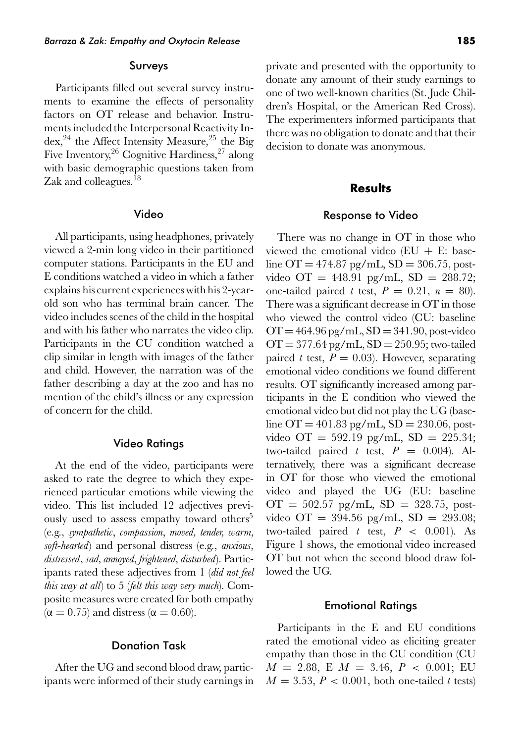### Surveys

Participants filled out several survey instruments to examine the effects of personality factors on OT release and behavior. Instruments included the Interpersonal Reactivity Index,[24] the Affect Intensity Measure,[25] the Big Five Inventory,[26] Cognitive Hardiness,[27] along with basic demographic questions taken from Zak and colleagues.[18]

### Video

All participants, using headphones, privately viewed a 2-min long video in their partitioned computer stations. Participants in the EU and E conditions watched a video in which a father explains his current experiences with his 2-year-old son who has terminal brain cancer. The video includes scenes of the child in the hospital and with his father who narrates the video clip. Participants in the CU condition watched a clip similar in length with images of the father and child. However, the narration was of the father describing a day at the zoo and has no mention of the child's illness or any expression of concern for the child.

### Video Ratings

At the end of the video, participants were asked to rate the degree to which they experienced particular emotions while viewing the video. This list included 12 adjectives previously used to assess empathy toward others[5] (e.g., *sympathetic*, *compassion*, *moved, tender, warm, soft-hearted*) and personal distress (e.g., *anxious*, *distressed*, *sad, annoyed, frightened, disturbed*). Participants rated these adjectives from 1 (*did not feel this way at all*) to 5 (*felt this way very much*). Composite measures were created for both empathy ($\alpha = 0.75$) and distress ($\alpha = 0.60$).

### Donation Task

After the UG and second blood draw, participants were informed of their study earnings in private and presented with the opportunity to donate any amount of their study earnings to one of two well-known charities (St. Jude Children's Hospital, or the American Red Cross). The experimenters informed participants that there was no obligation to donate and that their decision to donate was anonymous.

## Results

### Response to Video

There was no change in OT in those who viewed the emotional video (EU + E: baseline OT = 474.87 pg/mL, SD = 306.75, post-video OT = 448.91 pg/mL, SD = 288.72; one-tailed paired $t$ test, $P = 0.21$, $n = 80$). There was a significant decrease in OT in those who viewed the control video (CU: baseline OT = 464.96 pg/mL, SD = 341.90, post-video OT = 377.64 pg/mL, SD = 250.95; two-tailed paired $t$ test, $P = 0.03$). However, separating emotional video conditions we found different results. OT significantly increased among participants in the E condition who viewed the emotional video but did not play the UG (baseline OT = 401.83 pg/mL, SD = 230.06, post-video OT = 592.19 pg/mL, SD = 225.34; two-tailed paired $t$ test, $P = 0.004$). Alternatively, there was a significant decrease in OT for those who viewed the emotional video and played the UG (EU: baseline OT = 502.57 pg/mL, SD = 328.75, post-video OT = 394.56 pg/mL, SD = 293.08; two-tailed paired $t$ test, $P < 0.001$). As Figure 1 shows, the emotional video increased OT but not when the second blood draw followed the UG.

### Emotional Ratings

Participants in the E and EU conditions rated the emotional video as eliciting greater empathy than those in the CU condition (CU $M = 2.88$, E $M = 3.46$, $P < 0.001$; EU $M = 3.53$, $P < 0.001$, both one-tailed $t$ tests)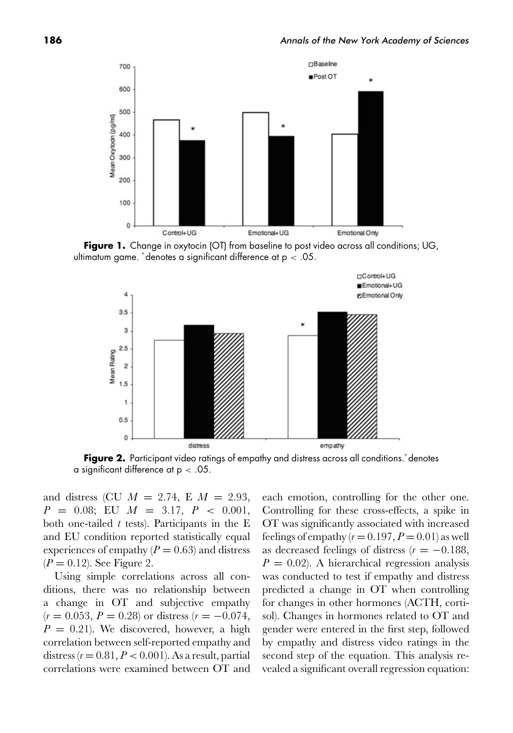**Figure 1.** Change in oxytocin (OT) from baseline to post video across all conditions; UG, ultimatum game. *denotes a significant difference at $p < .05$.

**Figure 2.** Participant video ratings of empathy and distress across all conditions. *denotes a significant difference at $p < .05$.

and distress (CU $M = 2.74$, E $M = 2.93$, $P = 0.08$; EU $M = 3.17$, $P < 0.001$, both one-tailed $t$ tests). Participants in the E and EU condition reported statistically equal experiences of empathy ($P = 0.63$) and distress ($P = 0.12$). See Figure 2.

Using simple correlations across all conditions, there was no relationship between a change in OT and subjective empathy ($r = 0.053$, $P = 0.28$) or distress ($r = -0.074$, $P = 0.21$). We discovered, however, a high correlation between self-reported empathy and distress ($r = 0.81$, $P < 0.001$). As a result, partial correlations were examined between OT and each emotion, controlling for the other one. Controlling for these cross-effects, a spike in OT was significantly associated with increased feelings of empathy ($r = 0.197$, $P = 0.01$) as well as decreased feelings of distress ($r = -0.188$, $P = 0.02$). A hierarchical regression analysis was conducted to test if empathy and distress predicted a change in OT when controlling for changes in other hormones (ACTH, cortisol). Changes in hormones related to OT and gender were entered in the first step, followed by empathy and distress video ratings in the second step of the equation. This analysis revealed a significant overall regression equation: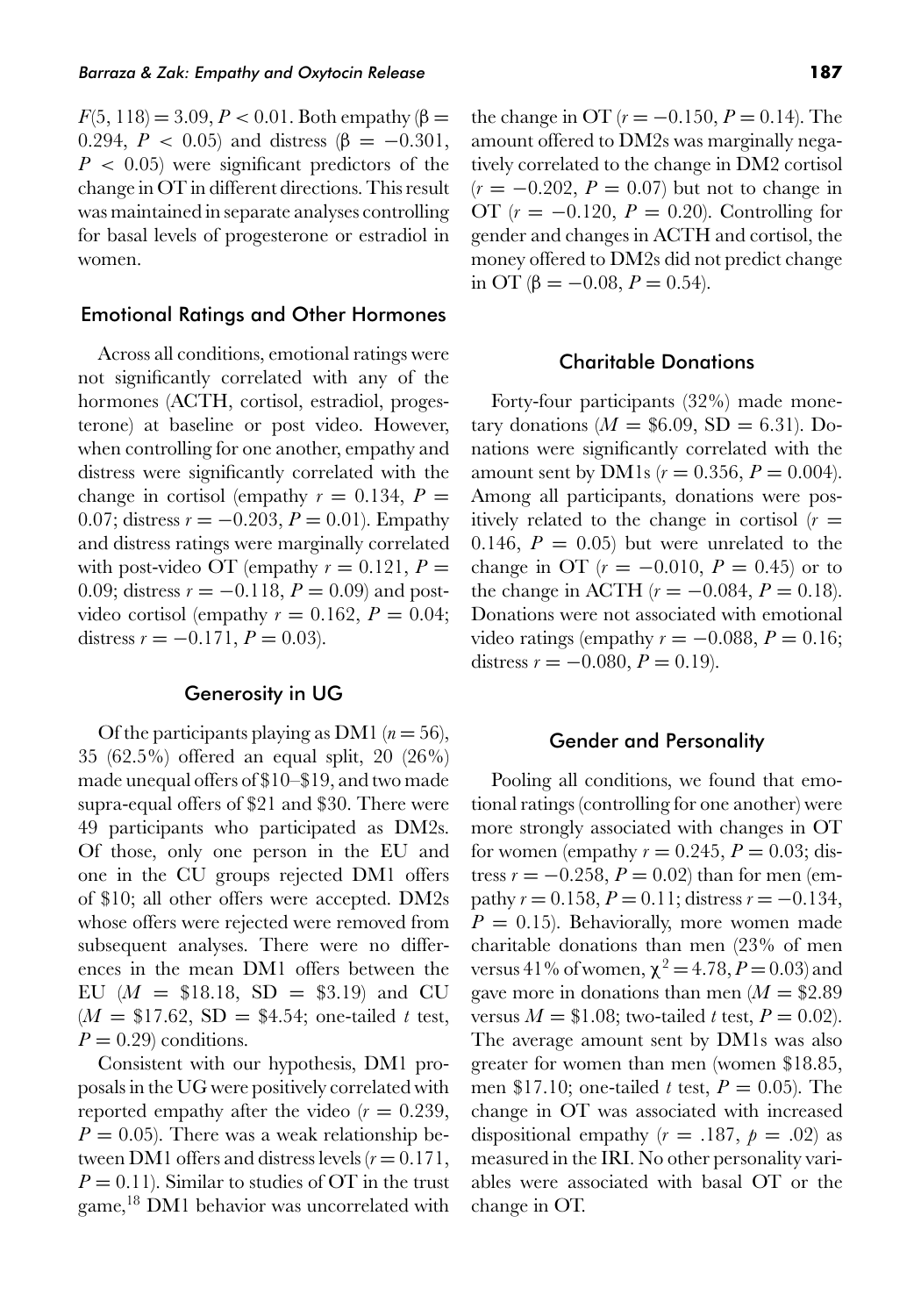$F(5, 118) = 3.09$, $P < 0.01$. Both empathy ($\beta = 0.294$, $P < 0.05$) and distress ($\beta = -0.301$, $P < 0.05$) were significant predictors of the change in OT in different directions. This result was maintained in separate analyses controlling for basal levels of progesterone or estradiol in women.

## Emotional Ratings and Other Hormones

Across all conditions, emotional ratings were not significantly correlated with any of the hormones (ACTH, cortisol, estradiol, progesterone) at baseline or post video. However, when controlling for one another, empathy and distress were significantly correlated with the change in cortisol (empathy $r = 0.134$, $P = 0.07$; distress $r = -0.203$, $P = 0.01$). Empathy and distress ratings were marginally correlated with post-video OT (empathy $r = 0.121$, $P = 0.09$; distress $r = -0.118$, $P = 0.09$) and post-video cortisol (empathy $r = 0.162$, $P = 0.04$; distress $r = -0.171$, $P = 0.03$).

## Generosity in UG

Of the participants playing as DM1 ($n = 56$), 35 (62.5%) offered an equal split, 20 (26%) made unequal offers of \$10–\$19, and two made supra-equal offers of \$21 and \$30. There were 49 participants who participated as DM2s. Of those, only one person in the EU and one in the CU groups rejected DM1 offers of \$10; all other offers were accepted. DM2s whose offers were rejected were removed from subsequent analyses. There were no differences in the mean DM1 offers between the EU ($M$ = \$18.18, SD = \$3.19) and CU ($M$ = \$17.62, SD = \$4.54; one-tailed $t$ test, $P = 0.29$) conditions.

Consistent with our hypothesis, DM1 proposals in the UG were positively correlated with reported empathy after the video ($r = 0.239$, $P = 0.05$). There was a weak relationship between DM1 offers and distress levels ($r = 0.171$, $P = 0.11$). Similar to studies of OT in the trust game,[18] DM1 behavior was uncorrelated with the change in OT ($r = -0.150$, $P = 0.14$). The amount offered to DM2s was marginally negatively correlated to the change in DM2 cortisol ($r = -0.202$, $P = 0.07$) but not to change in OT ($r = -0.120$, $P = 0.20$). Controlling for gender and changes in ACTH and cortisol, the money offered to DM2s did not predict change in OT ($\beta = -0.08$, $P = 0.54$).

## Charitable Donations

Forty-four participants (32%) made monetary donations ($M$ = \$6.09, SD = 6.31). Donations were significantly correlated with the amount sent by DM1s ($r = 0.356$, $P = 0.004$). Among all participants, donations were positively related to the change in cortisol ($r = 0.146$, $P = 0.05$) but were unrelated to the change in OT ($r = -0.010$, $P = 0.45$) or to the change in ACTH ($r = -0.084$, $P = 0.18$). Donations were not associated with emotional video ratings (empathy $r = -0.088$, $P = 0.16$; distress $r = -0.080$, $P = 0.19$).

## Gender and Personality

Pooling all conditions, we found that emotional ratings (controlling for one another) were more strongly associated with changes in OT for women (empathy $r = 0.245$, $P = 0.03$; distress $r = -0.258$, $P = 0.02$) than for men (empathy $r = 0.158$, $P = 0.11$; distress $r = -0.134$, $P = 0.15$). Behaviorally, more women made charitable donations than men (23% of men versus 41% of women, $\chi^2 = 4.78$, $P = 0.03$) and gave more in donations than men ($M$ = \$2.89 versus $M$ = \$1.08; two-tailed $t$ test, $P = 0.02$). The average amount sent by DM1s was also greater for women than men (women \$18.85, men \$17.10; one-tailed $t$ test, $P = 0.05$). The change in OT was associated with increased dispositional empathy ($r = .187$, $p = .02$) as measured in the IRI. No other personality variables were associated with basal OT or the change in OT.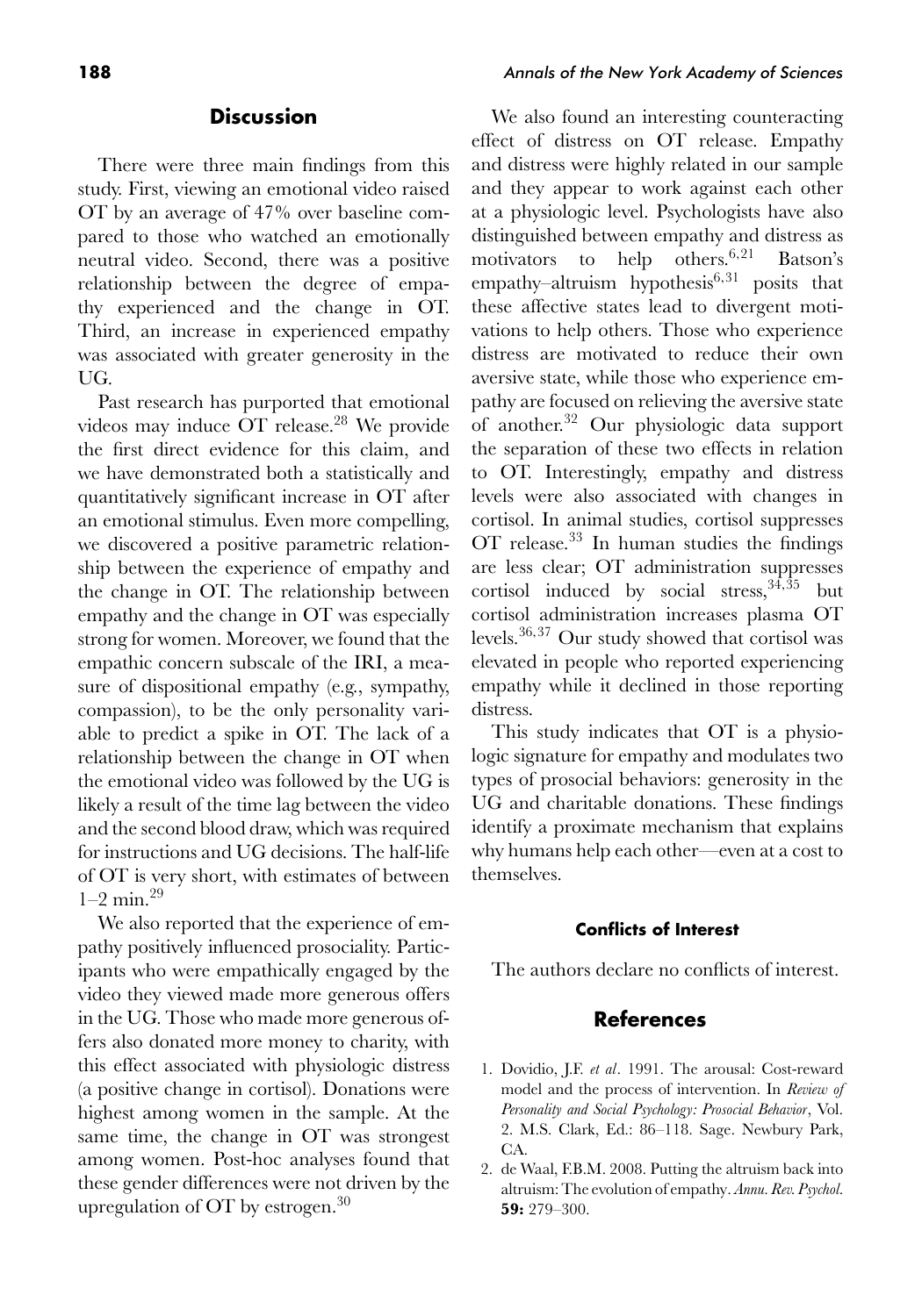## Discussion

There were three main findings from this study. First, viewing an emotional video raised OT by an average of 47% over baseline compared to those who watched an emotionally neutral video. Second, there was a positive relationship between the degree of empathy experienced and the change in OT. Third, an increase in experienced empathy was associated with greater generosity in the UG.

Past research has purported that emotional videos may induce OT release.[28] We provide the first direct evidence for this claim, and we have demonstrated both a statistically and quantitatively significant increase in OT after an emotional stimulus. Even more compelling, we discovered a positive parametric relationship between the experience of empathy and the change in OT. The relationship between empathy and the change in OT was especially strong for women. Moreover, we found that the empathic concern subscale of the IRI, a measure of dispositional empathy (e.g., sympathy, compassion), to be the only personality variable to predict a spike in OT. The lack of a relationship between the change in OT when the emotional video was followed by the UG is likely a result of the time lag between the video and the second blood draw, which was required for instructions and UG decisions. The half-life of OT is very short, with estimates of between 1–2 min.[29]

We also reported that the experience of empathy positively influenced prosociality. Participants who were empathically engaged by the video they viewed made more generous offers in the UG. Those who made more generous offers also donated more money to charity, with this effect associated with physiologic distress (a positive change in cortisol). Donations were highest among women in the sample. At the same time, the change in OT was strongest among women. Post-hoc analyses found that these gender differences were not driven by the upregulation of OT by estrogen.[30]

We also found an interesting counteracting effect of distress on OT release. Empathy and distress were highly related in our sample and they appear to work against each other at a physiologic level. Psychologists have also distinguished between empathy and distress as motivators to help others.[6,21] Batson's empathy–altruism hypothesis[6,31] posits that these affective states lead to divergent motivations to help others. Those who experience distress are motivated to reduce their own aversive state, while those who experience empathy are focused on relieving the aversive state of another.[32] Our physiologic data support the separation of these two effects in relation to OT. Interestingly, empathy and distress levels were also associated with changes in cortisol. In animal studies, cortisol suppresses OT release.[33] In human studies the findings are less clear; OT administration suppresses cortisol induced by social stress,[34,35] but cortisol administration increases plasma OT levels.[36,37] Our study showed that cortisol was elevated in people who reported experiencing empathy while it declined in those reporting distress.

This study indicates that OT is a physiologic signature for empathy and modulates two types of prosocial behaviors: generosity in the UG and charitable donations. These findings identify a proximate mechanism that explains why humans help each other—even at a cost to themselves.

### Conflicts of Interest

The authors declare no conflicts of interest.

## References

1. Dovidio, J.F. *et al*. 1991. The arousal: Cost-reward model and the process of intervention. In *Review of Personality and Social Psychology: Prosocial Behavior*, Vol. 2. M.S. Clark, Ed.: 86–118. Sage. Newbury Park, CA.
2. de Waal, F.B.M. 2008. Putting the altruism back into altruism: The evolution of empathy. *Annu. Rev. Psychol.* **59:** 279–300.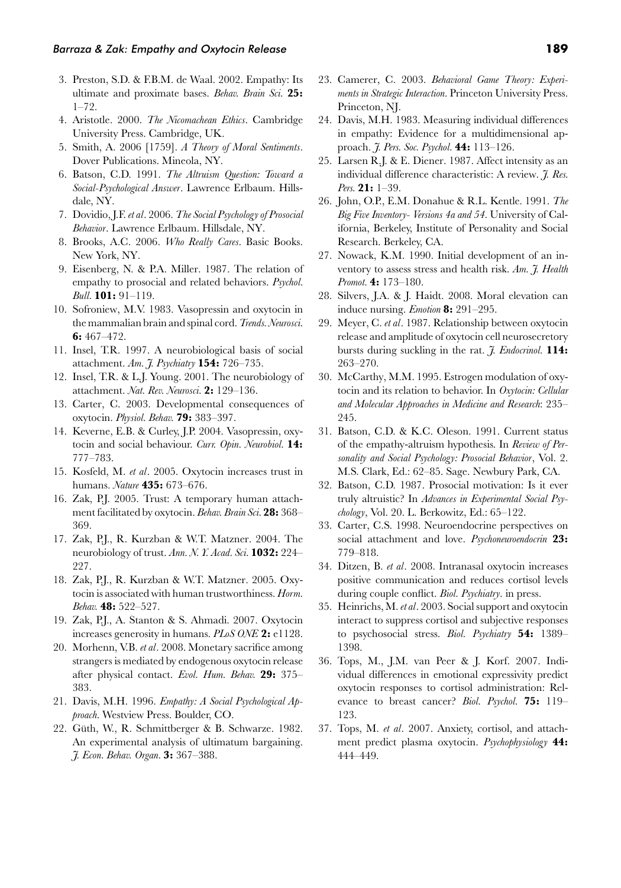3. Preston, S.D. & F.B.M. de Waal. 2002. Empathy: Its ultimate and proximate bases. *Behav. Brain Sci.* **25:** 1–72.
4. Aristotle. 2000. *The Nicomachean Ethics*. Cambridge University Press. Cambridge, UK.
5. Smith, A. 2006 [1759]. *A Theory of Moral Sentiments*. Dover Publications. Mineola, NY.
6. Batson, C.D. 1991. *The Altruism Question: Toward a Social-Psychological Answer*. Lawrence Erlbaum. Hillsdale, NY.
7. Dovidio, J.F. *et al*. 2006. *The Social Psychology of Prosocial Behavior*. Lawrence Erlbaum. Hillsdale, NY.
8. Brooks, A.C. 2006. *Who Really Cares*. Basic Books. New York, NY.
9. Eisenberg, N. & P.A. Miller. 1987. The relation of empathy to prosocial and related behaviors. *Psychol. Bull.* **101:** 91–119.
10. Sofroniew, M.V. 1983. Vasopressin and oxytocin in the mammalian brain and spinal cord. *Trends. Neurosci.* **6:** 467–472.
11. Insel, T.R. 1997. A neurobiological basis of social attachment. *Am. J. Psychiatry* **154:** 726–735.
12. Insel, T.R. & L.J. Young. 2001. The neurobiology of attachment. *Nat. Rev. Neurosci.* **2:** 129–136.
13. Carter, C. 2003. Developmental consequences of oxytocin. *Physiol. Behav.* **79:** 383–397.
14. Keverne, E.B. & Curley, J.P. 2004. Vasopressin, oxytocin and social behaviour. *Curr. Opin. Neurobiol.* **14:** 777–783.
15. Kosfeld, M. *et al*. 2005. Oxytocin increases trust in humans. *Nature* **435:** 673–676.
16. Zak, P.J. 2005. Trust: A temporary human attachment facilitated by oxytocin. *Behav. Brain Sci.* **28:** 368–369.
17. Zak, P.J., R. Kurzban & W.T. Matzner. 2004. The neurobiology of trust. *Ann. N. Y. Acad. Sci.* **1032:** 224–227.
18. Zak, P.J., R. Kurzban & W.T. Matzner. 2005. Oxytocin is associated with human trustworthiness. *Horm. Behav.* **48:** 522–527.
19. Zak, P.J., A. Stanton & S. Ahmadi. 2007. Oxytocin increases generosity in humans. *PLoS ONE* **2:** e1128.
20. Morhenn, V.B. *et al*. 2008. Monetary sacrifice among strangers is mediated by endogenous oxytocin release after physical contact. *Evol. Hum. Behav.* **29:** 375–383.
21. Davis, M.H. 1996. *Empathy: A Social Psychological Approach*. Westview Press. Boulder, CO.
22. Güth, W., R. Schmittberger & B. Schwarze. 1982. An experimental analysis of ultimatum bargaining. *J. Econ. Behav. Organ.* **3:** 367–388.
23. Camerer, C. 2003. *Behavioral Game Theory: Experiments in Strategic Interaction*. Princeton University Press. Princeton, NJ.
24. Davis, M.H. 1983. Measuring individual differences in empathy: Evidence for a multidimensional approach. *J. Pers. Soc. Psychol.* **44:** 113–126.
25. Larsen R.J. & E. Diener. 1987. Affect intensity as an individual difference characteristic: A review. *J. Res. Pers.* **21:** 1–39.
26. John, O.P., E.M. Donahue & R.L. Kentle. 1991. *The Big Five Inventory- Versions 4a and 54*. University of California, Berkeley, Institute of Personality and Social Research. Berkeley, CA.
27. Nowack, K.M. 1990. Initial development of an inventory to assess stress and health risk. *Am. J. Health Promot.* **4:** 173–180.
28. Silvers, J.A. & J. Haidt. 2008. Moral elevation can induce nursing. *Emotion* **8:** 291–295.
29. Meyer, C. *et al*. 1987. Relationship between oxytocin release and amplitude of oxytocin cell neurosecretory bursts during suckling in the rat. *J. Endocrinol.* **114:** 263–270.
30. McCarthy, M.M. 1995. Estrogen modulation of oxytocin and its relation to behavior. In *Oxytocin: Cellular and Molecular Approaches in Medicine and Research*: 235–245.
31. Batson, C.D. & K.C. Oleson. 1991. Current status of the empathy-altruism hypothesis. In *Review of Personality and Social Psychology: Prosocial Behavior*, Vol. 2. M.S. Clark, Ed.: 62–85. Sage. Newbury Park, CA.
32. Batson, C.D. 1987. Prosocial motivation: Is it ever truly altruistic? In *Advances in Experimental Social Psychology*, Vol. 20. L. Berkowitz, Ed.: 65–122.
33. Carter, C.S. 1998. Neuroendocrine perspectives on social attachment and love. *Psychoneuroendocrin* **23:** 779–818.
34. Ditzen, B. *et al*. 2008. Intranasal oxytocin increases positive communication and reduces cortisol levels during couple conflict. *Biol. Psychiatry*. in press.
35. Heinrichs, M. *et al*. 2003. Social support and oxytocin interact to suppress cortisol and subjective responses to psychosocial stress. *Biol. Psychiatry* **54:** 1389–1398.
36. Tops, M., J.M. van Peer & J. Korf. 2007. Individual differences in emotional expressivity predict oxytocin responses to cortisol administration: Relevance to breast cancer? *Biol. Psychol.* **75:** 119–123.
37. Tops, M. *et al*. 2007. Anxiety, cortisol, and attachment predict plasma oxytocin. *Psychophysiology* **44:** 444–449.